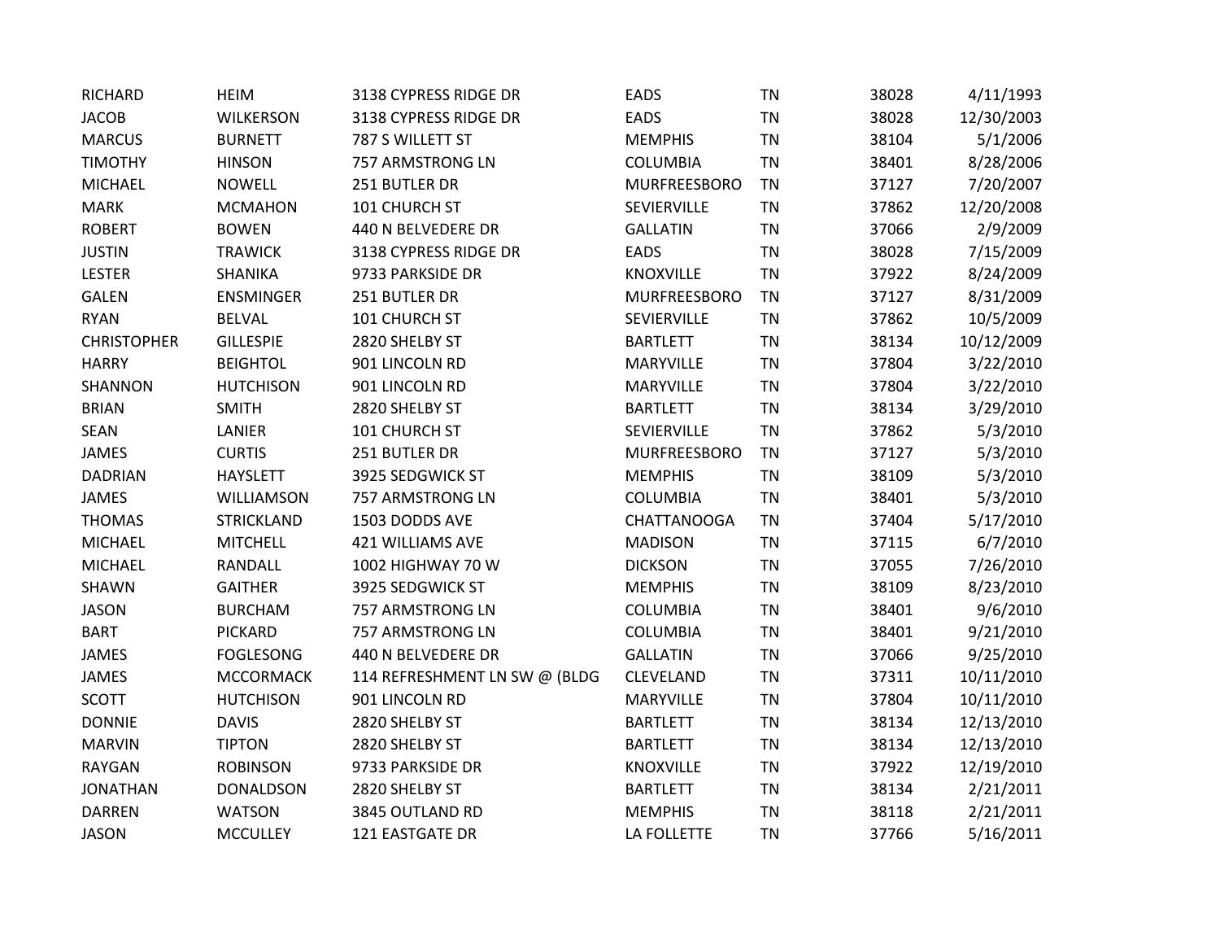| RICHARD | HEIM | 3138 CYPRESS RIDGE DR | EADS | TN | 38028 | 4/11/1993 |
|---|---|---|---|---|---|---|
| JACOB | WILKERSON | 3138 CYPRESS RIDGE DR | EADS | TN | 38028 | 12/30/2003 |
| MARCUS | BURNETT | 787 S WILLETT ST | MEMPHIS | TN | 38104 | 5/1/2006 |
| TIMOTHY | HINSON | 757 ARMSTRONG LN | COLUMBIA | TN | 38401 | 8/28/2006 |
| MICHAEL | NOWELL | 251 BUTLER DR | MURFREESBORO | TN | 37127 | 7/20/2007 |
| MARK | MCMAHON | 101 CHURCH ST | SEVIERVILLE | TN | 37862 | 12/20/2008 |
| ROBERT | BOWEN | 440 N BELVEDERE DR | GALLATIN | TN | 37066 | 2/9/2009 |
| JUSTIN | TRAWICK | 3138 CYPRESS RIDGE DR | EADS | TN | 38028 | 7/15/2009 |
| LESTER | SHANIKA | 9733 PARKSIDE DR | KNOXVILLE | TN | 37922 | 8/24/2009 |
| GALEN | ENSMINGER | 251 BUTLER DR | MURFREESBORO | TN | 37127 | 8/31/2009 |
| RYAN | BELVAL | 101 CHURCH ST | SEVIERVILLE | TN | 37862 | 10/5/2009 |
| CHRISTOPHER | GILLESPIE | 2820 SHELBY ST | BARTLETT | TN | 38134 | 10/12/2009 |
| HARRY | BEIGHTOL | 901 LINCOLN RD | MARYVILLE | TN | 37804 | 3/22/2010 |
| SHANNON | HUTCHISON | 901 LINCOLN RD | MARYVILLE | TN | 37804 | 3/22/2010 |
| BRIAN | SMITH | 2820 SHELBY ST | BARTLETT | TN | 38134 | 3/29/2010 |
| SEAN | LANIER | 101 CHURCH ST | SEVIERVILLE | TN | 37862 | 5/3/2010 |
| JAMES | CURTIS | 251 BUTLER DR | MURFREESBORO | TN | 37127 | 5/3/2010 |
| DADRIAN | HAYSLETT | 3925 SEDGWICK ST | MEMPHIS | TN | 38109 | 5/3/2010 |
| JAMES | WILLIAMSON | 757 ARMSTRONG LN | COLUMBIA | TN | 38401 | 5/3/2010 |
| THOMAS | STRICKLAND | 1503 DODDS AVE | CHATTANOOGA | TN | 37404 | 5/17/2010 |
| MICHAEL | MITCHELL | 421 WILLIAMS AVE | MADISON | TN | 37115 | 6/7/2010 |
| MICHAEL | RANDALL | 1002 HIGHWAY 70 W | DICKSON | TN | 37055 | 7/26/2010 |
| SHAWN | GAITHER | 3925 SEDGWICK ST | MEMPHIS | TN | 38109 | 8/23/2010 |
| JASON | BURCHAM | 757 ARMSTRONG LN | COLUMBIA | TN | 38401 | 9/6/2010 |
| BART | PICKARD | 757 ARMSTRONG LN | COLUMBIA | TN | 38401 | 9/21/2010 |
| JAMES | FOGLESONG | 440 N BELVEDERE DR | GALLATIN | TN | 37066 | 9/25/2010 |
| JAMES | MCCORMACK | 114 REFRESHMENT LN SW @ (BLDG | CLEVELAND | TN | 37311 | 10/11/2010 |
| SCOTT | HUTCHISON | 901 LINCOLN RD | MARYVILLE | TN | 37804 | 10/11/2010 |
| DONNIE | DAVIS | 2820 SHELBY ST | BARTLETT | TN | 38134 | 12/13/2010 |
| MARVIN | TIPTON | 2820 SHELBY ST | BARTLETT | TN | 38134 | 12/13/2010 |
| RAYGAN | ROBINSON | 9733 PARKSIDE DR | KNOXVILLE | TN | 37922 | 12/19/2010 |
| JONATHAN | DONALDSON | 2820 SHELBY ST | BARTLETT | TN | 38134 | 2/21/2011 |
| DARREN | WATSON | 3845 OUTLAND RD | MEMPHIS | TN | 38118 | 2/21/2011 |
| JASON | MCCULLEY | 121 EASTGATE DR | LA FOLLETTE | TN | 37766 | 5/16/2011 |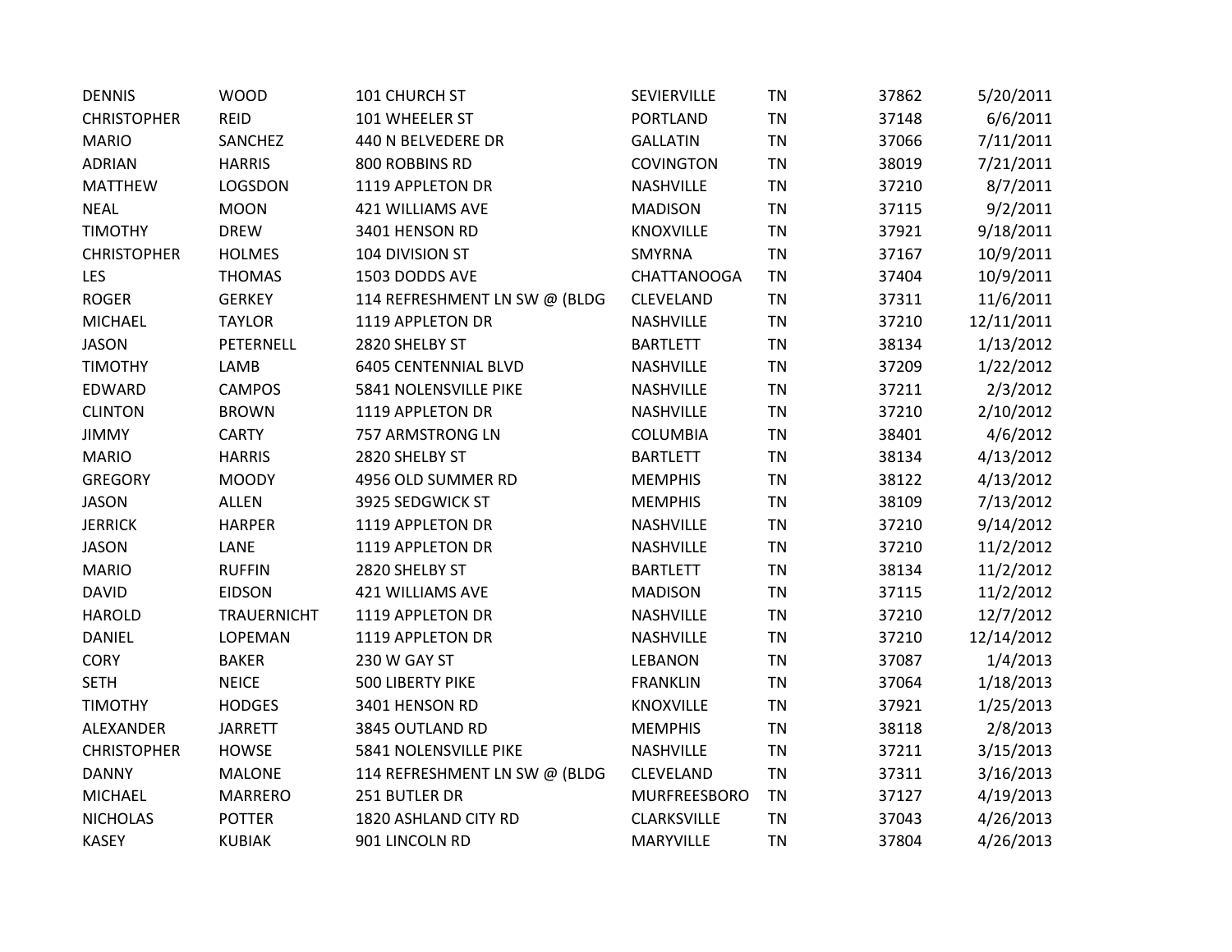| | | | | | | |
|---|---|---|---|---|---|---|
| DENNIS | WOOD | 101 CHURCH ST | SEVIERVILLE | TN | 37862 | 5/20/2011 |
| CHRISTOPHER | REID | 101 WHEELER ST | PORTLAND | TN | 37148 | 6/6/2011 |
| MARIO | SANCHEZ | 440 N BELVEDERE DR | GALLATIN | TN | 37066 | 7/11/2011 |
| ADRIAN | HARRIS | 800 ROBBINS RD | COVINGTON | TN | 38019 | 7/21/2011 |
| MATTHEW | LOGSDON | 1119 APPLETON DR | NASHVILLE | TN | 37210 | 8/7/2011 |
| NEAL | MOON | 421 WILLIAMS AVE | MADISON | TN | 37115 | 9/2/2011 |
| TIMOTHY | DREW | 3401 HENSON RD | KNOXVILLE | TN | 37921 | 9/18/2011 |
| CHRISTOPHER | HOLMES | 104 DIVISION ST | SMYRNA | TN | 37167 | 10/9/2011 |
| LES | THOMAS | 1503 DODDS AVE | CHATTANOOGA | TN | 37404 | 10/9/2011 |
| ROGER | GERKEY | 114 REFRESHMENT LN SW @ (BLDG | CLEVELAND | TN | 37311 | 11/6/2011 |
| MICHAEL | TAYLOR | 1119 APPLETON DR | NASHVILLE | TN | 37210 | 12/11/2011 |
| JASON | PETERNELL | 2820 SHELBY ST | BARTLETT | TN | 38134 | 1/13/2012 |
| TIMOTHY | LAMB | 6405 CENTENNIAL BLVD | NASHVILLE | TN | 37209 | 1/22/2012 |
| EDWARD | CAMPOS | 5841 NOLENSVILLE PIKE | NASHVILLE | TN | 37211 | 2/3/2012 |
| CLINTON | BROWN | 1119 APPLETON DR | NASHVILLE | TN | 37210 | 2/10/2012 |
| JIMMY | CARTY | 757 ARMSTRONG LN | COLUMBIA | TN | 38401 | 4/6/2012 |
| MARIO | HARRIS | 2820 SHELBY ST | BARTLETT | TN | 38134 | 4/13/2012 |
| GREGORY | MOODY | 4956 OLD SUMMER RD | MEMPHIS | TN | 38122 | 4/13/2012 |
| JASON | ALLEN | 3925 SEDGWICK ST | MEMPHIS | TN | 38109 | 7/13/2012 |
| JERRICK | HARPER | 1119 APPLETON DR | NASHVILLE | TN | 37210 | 9/14/2012 |
| JASON | LANE | 1119 APPLETON DR | NASHVILLE | TN | 37210 | 11/2/2012 |
| MARIO | RUFFIN | 2820 SHELBY ST | BARTLETT | TN | 38134 | 11/2/2012 |
| DAVID | EIDSON | 421 WILLIAMS AVE | MADISON | TN | 37115 | 11/2/2012 |
| HAROLD | TRAUERNICHT | 1119 APPLETON DR | NASHVILLE | TN | 37210 | 12/7/2012 |
| DANIEL | LOPEMAN | 1119 APPLETON DR | NASHVILLE | TN | 37210 | 12/14/2012 |
| CORY | BAKER | 230 W GAY ST | LEBANON | TN | 37087 | 1/4/2013 |
| SETH | NEICE | 500 LIBERTY PIKE | FRANKLIN | TN | 37064 | 1/18/2013 |
| TIMOTHY | HODGES | 3401 HENSON RD | KNOXVILLE | TN | 37921 | 1/25/2013 |
| ALEXANDER | JARRETT | 3845 OUTLAND RD | MEMPHIS | TN | 38118 | 2/8/2013 |
| CHRISTOPHER | HOWSE | 5841 NOLENSVILLE PIKE | NASHVILLE | TN | 37211 | 3/15/2013 |
| DANNY | MALONE | 114 REFRESHMENT LN SW @ (BLDG | CLEVELAND | TN | 37311 | 3/16/2013 |
| MICHAEL | MARRERO | 251 BUTLER DR | MURFREESBORO | TN | 37127 | 4/19/2013 |
| NICHOLAS | POTTER | 1820 ASHLAND CITY RD | CLARKSVILLE | TN | 37043 | 4/26/2013 |
| KASEY | KUBIAK | 901 LINCOLN RD | MARYVILLE | TN | 37804 | 4/26/2013 |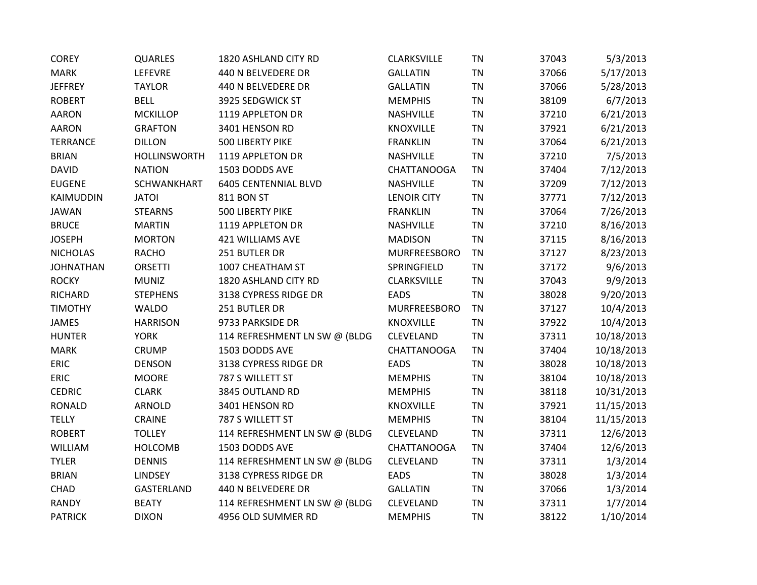| | | | | | | |
|---|---|---|---|---|---|---|
| COREY | QUARLES | 1820 ASHLAND CITY RD | CLARKSVILLE | TN | 37043 | 5/3/2013 |
| MARK | LEFEVRE | 440 N BELVEDERE DR | GALLATIN | TN | 37066 | 5/17/2013 |
| JEFFREY | TAYLOR | 440 N BELVEDERE DR | GALLATIN | TN | 37066 | 5/28/2013 |
| ROBERT | BELL | 3925 SEDGWICK ST | MEMPHIS | TN | 38109 | 6/7/2013 |
| AARON | MCKILLOP | 1119 APPLETON DR | NASHVILLE | TN | 37210 | 6/21/2013 |
| AARON | GRAFTON | 3401 HENSON RD | KNOXVILLE | TN | 37921 | 6/21/2013 |
| TERRANCE | DILLON | 500 LIBERTY PIKE | FRANKLIN | TN | 37064 | 6/21/2013 |
| BRIAN | HOLLINSWORTH | 1119 APPLETON DR | NASHVILLE | TN | 37210 | 7/5/2013 |
| DAVID | NATION | 1503 DODDS AVE | CHATTANOOGA | TN | 37404 | 7/12/2013 |
| EUGENE | SCHWANKHART | 6405 CENTENNIAL BLVD | NASHVILLE | TN | 37209 | 7/12/2013 |
| KAIMUDDIN | JATOI | 811 BON ST | LENOIR CITY | TN | 37771 | 7/12/2013 |
| JAWAN | STEARNS | 500 LIBERTY PIKE | FRANKLIN | TN | 37064 | 7/26/2013 |
| BRUCE | MARTIN | 1119 APPLETON DR | NASHVILLE | TN | 37210 | 8/16/2013 |
| JOSEPH | MORTON | 421 WILLIAMS AVE | MADISON | TN | 37115 | 8/16/2013 |
| NICHOLAS | RACHO | 251 BUTLER DR | MURFREESBORO | TN | 37127 | 8/23/2013 |
| JOHNATHAN | ORSETTI | 1007 CHEATHAM ST | SPRINGFIELD | TN | 37172 | 9/6/2013 |
| ROCKY | MUNIZ | 1820 ASHLAND CITY RD | CLARKSVILLE | TN | 37043 | 9/9/2013 |
| RICHARD | STEPHENS | 3138 CYPRESS RIDGE DR | EADS | TN | 38028 | 9/20/2013 |
| TIMOTHY | WALDO | 251 BUTLER DR | MURFREESBORO | TN | 37127 | 10/4/2013 |
| JAMES | HARRISON | 9733 PARKSIDE DR | KNOXVILLE | TN | 37922 | 10/4/2013 |
| HUNTER | YORK | 114 REFRESHMENT LN SW @ (BLDG | CLEVELAND | TN | 37311 | 10/18/2013 |
| MARK | CRUMP | 1503 DODDS AVE | CHATTANOOGA | TN | 37404 | 10/18/2013 |
| ERIC | DENSON | 3138 CYPRESS RIDGE DR | EADS | TN | 38028 | 10/18/2013 |
| ERIC | MOORE | 787 S WILLETT ST | MEMPHIS | TN | 38104 | 10/18/2013 |
| CEDRIC | CLARK | 3845 OUTLAND RD | MEMPHIS | TN | 38118 | 10/31/2013 |
| RONALD | ARNOLD | 3401 HENSON RD | KNOXVILLE | TN | 37921 | 11/15/2013 |
| TELLY | CRAINE | 787 S WILLETT ST | MEMPHIS | TN | 38104 | 11/15/2013 |
| ROBERT | TOLLEY | 114 REFRESHMENT LN SW @ (BLDG | CLEVELAND | TN | 37311 | 12/6/2013 |
| WILLIAM | HOLCOMB | 1503 DODDS AVE | CHATTANOOGA | TN | 37404 | 12/6/2013 |
| TYLER | DENNIS | 114 REFRESHMENT LN SW @ (BLDG | CLEVELAND | TN | 37311 | 1/3/2014 |
| BRIAN | LINDSEY | 3138 CYPRESS RIDGE DR | EADS | TN | 38028 | 1/3/2014 |
| CHAD | GASTERLAND | 440 N BELVEDERE DR | GALLATIN | TN | 37066 | 1/3/2014 |
| RANDY | BEATY | 114 REFRESHMENT LN SW @ (BLDG | CLEVELAND | TN | 37311 | 1/7/2014 |
| PATRICK | DIXON | 4956 OLD SUMMER RD | MEMPHIS | TN | 38122 | 1/10/2014 |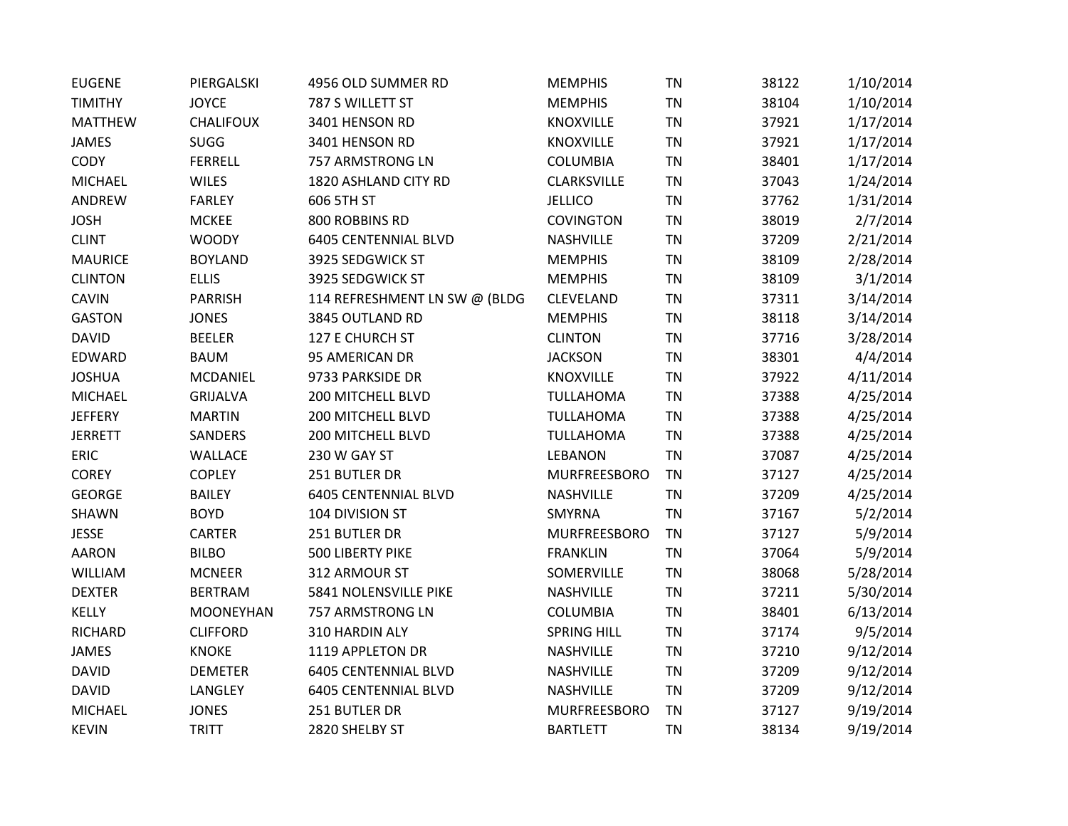| | | | | | | |
|---|---|---|---|---|---|---|
| EUGENE | PIERGALSKI | 4956 OLD SUMMER RD | MEMPHIS | TN | 38122 | 1/10/2014 |
| TIMITHY | JOYCE | 787 S WILLETT ST | MEMPHIS | TN | 38104 | 1/10/2014 |
| MATTHEW | CHALIFOUX | 3401 HENSON RD | KNOXVILLE | TN | 37921 | 1/17/2014 |
| JAMES | SUGG | 3401 HENSON RD | KNOXVILLE | TN | 37921 | 1/17/2014 |
| CODY | FERRELL | 757 ARMSTRONG LN | COLUMBIA | TN | 38401 | 1/17/2014 |
| MICHAEL | WILES | 1820 ASHLAND CITY RD | CLARKSVILLE | TN | 37043 | 1/24/2014 |
| ANDREW | FARLEY | 606 5TH ST | JELLICO | TN | 37762 | 1/31/2014 |
| JOSH | MCKEE | 800 ROBBINS RD | COVINGTON | TN | 38019 | 2/7/2014 |
| CLINT | WOODY | 6405 CENTENNIAL BLVD | NASHVILLE | TN | 37209 | 2/21/2014 |
| MAURICE | BOYLAND | 3925 SEDGWICK ST | MEMPHIS | TN | 38109 | 2/28/2014 |
| CLINTON | ELLIS | 3925 SEDGWICK ST | MEMPHIS | TN | 38109 | 3/1/2014 |
| CAVIN | PARRISH | 114 REFRESHMENT LN SW @ (BLDG | CLEVELAND | TN | 37311 | 3/14/2014 |
| GASTON | JONES | 3845 OUTLAND RD | MEMPHIS | TN | 38118 | 3/14/2014 |
| DAVID | BEELER | 127 E CHURCH ST | CLINTON | TN | 37716 | 3/28/2014 |
| EDWARD | BAUM | 95 AMERICAN DR | JACKSON | TN | 38301 | 4/4/2014 |
| JOSHUA | MCDANIEL | 9733 PARKSIDE DR | KNOXVILLE | TN | 37922 | 4/11/2014 |
| MICHAEL | GRIJALVA | 200 MITCHELL BLVD | TULLAHOMA | TN | 37388 | 4/25/2014 |
| JEFFERY | MARTIN | 200 MITCHELL BLVD | TULLAHOMA | TN | 37388 | 4/25/2014 |
| JERRETT | SANDERS | 200 MITCHELL BLVD | TULLAHOMA | TN | 37388 | 4/25/2014 |
| ERIC | WALLACE | 230 W GAY ST | LEBANON | TN | 37087 | 4/25/2014 |
| COREY | COPLEY | 251 BUTLER DR | MURFREESBORO | TN | 37127 | 4/25/2014 |
| GEORGE | BAILEY | 6405 CENTENNIAL BLVD | NASHVILLE | TN | 37209 | 4/25/2014 |
| SHAWN | BOYD | 104 DIVISION ST | SMYRNA | TN | 37167 | 5/2/2014 |
| JESSE | CARTER | 251 BUTLER DR | MURFREESBORO | TN | 37127 | 5/9/2014 |
| AARON | BILBO | 500 LIBERTY PIKE | FRANKLIN | TN | 37064 | 5/9/2014 |
| WILLIAM | MCNEER | 312 ARMOUR ST | SOMERVILLE | TN | 38068 | 5/28/2014 |
| DEXTER | BERTRAM | 5841 NOLENSVILLE PIKE | NASHVILLE | TN | 37211 | 5/30/2014 |
| KELLY | MOONEYHAN | 757 ARMSTRONG LN | COLUMBIA | TN | 38401 | 6/13/2014 |
| RICHARD | CLIFFORD | 310 HARDIN ALY | SPRING HILL | TN | 37174 | 9/5/2014 |
| JAMES | KNOKE | 1119 APPLETON DR | NASHVILLE | TN | 37210 | 9/12/2014 |
| DAVID | DEMETER | 6405 CENTENNIAL BLVD | NASHVILLE | TN | 37209 | 9/12/2014 |
| DAVID | LANGLEY | 6405 CENTENNIAL BLVD | NASHVILLE | TN | 37209 | 9/12/2014 |
| MICHAEL | JONES | 251 BUTLER DR | MURFREESBORO | TN | 37127 | 9/19/2014 |
| KEVIN | TRITT | 2820 SHELBY ST | BARTLETT | TN | 38134 | 9/19/2014 |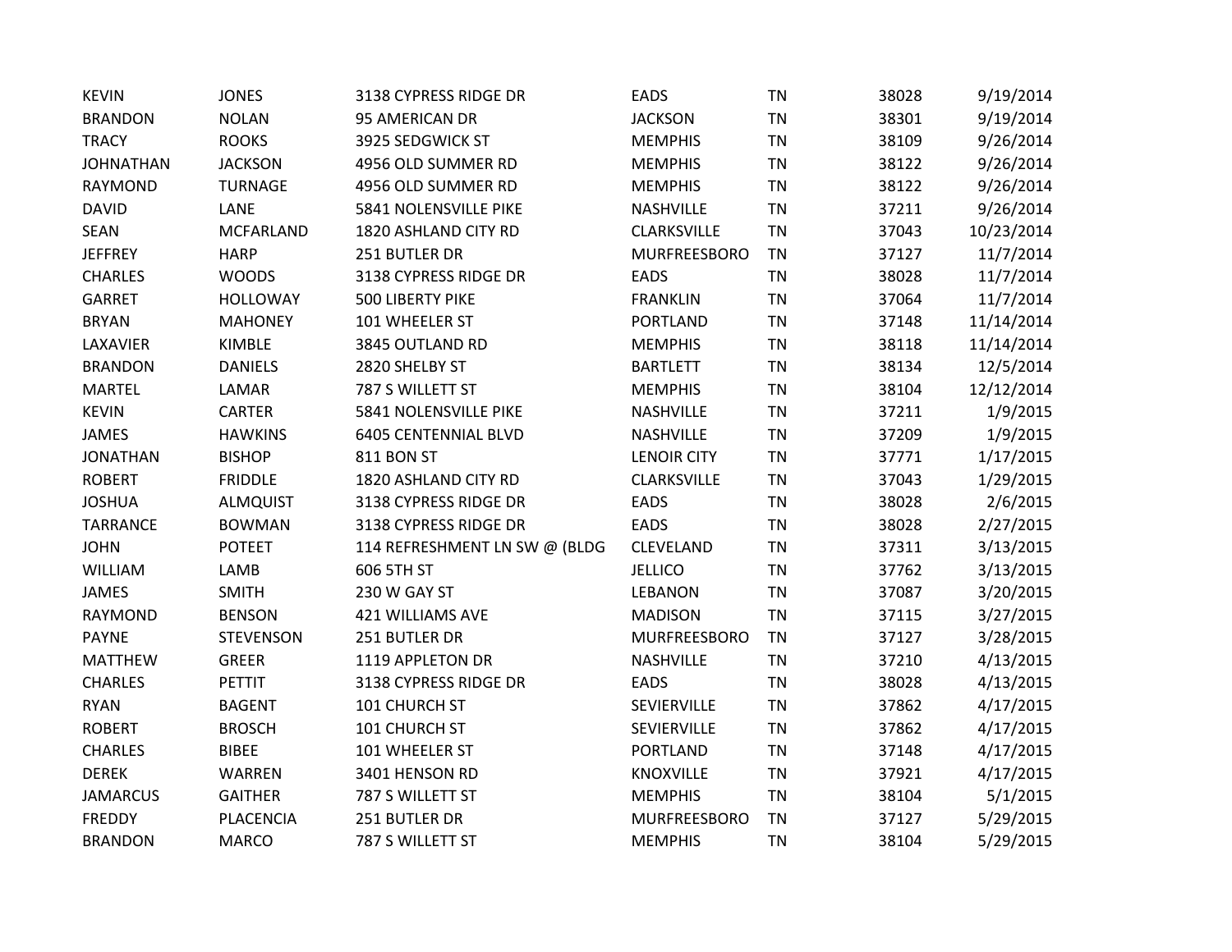| | | | | | | |
|---|---|---|---|---|---|---|
| KEVIN | JONES | 3138 CYPRESS RIDGE DR | EADS | TN | 38028 | 9/19/2014 |
| BRANDON | NOLAN | 95 AMERICAN DR | JACKSON | TN | 38301 | 9/19/2014 |
| TRACY | ROOKS | 3925 SEDGWICK ST | MEMPHIS | TN | 38109 | 9/26/2014 |
| JOHNATHAN | JACKSON | 4956 OLD SUMMER RD | MEMPHIS | TN | 38122 | 9/26/2014 |
| RAYMOND | TURNAGE | 4956 OLD SUMMER RD | MEMPHIS | TN | 38122 | 9/26/2014 |
| DAVID | LANE | 5841 NOLENSVILLE PIKE | NASHVILLE | TN | 37211 | 9/26/2014 |
| SEAN | MCFARLAND | 1820 ASHLAND CITY RD | CLARKSVILLE | TN | 37043 | 10/23/2014 |
| JEFFREY | HARP | 251 BUTLER DR | MURFREESBORO | TN | 37127 | 11/7/2014 |
| CHARLES | WOODS | 3138 CYPRESS RIDGE DR | EADS | TN | 38028 | 11/7/2014 |
| GARRET | HOLLOWAY | 500 LIBERTY PIKE | FRANKLIN | TN | 37064 | 11/7/2014 |
| BRYAN | MAHONEY | 101 WHEELER ST | PORTLAND | TN | 37148 | 11/14/2014 |
| LAXAVIER | KIMBLE | 3845 OUTLAND RD | MEMPHIS | TN | 38118 | 11/14/2014 |
| BRANDON | DANIELS | 2820 SHELBY ST | BARTLETT | TN | 38134 | 12/5/2014 |
| MARTEL | LAMAR | 787 S WILLETT ST | MEMPHIS | TN | 38104 | 12/12/2014 |
| KEVIN | CARTER | 5841 NOLENSVILLE PIKE | NASHVILLE | TN | 37211 | 1/9/2015 |
| JAMES | HAWKINS | 6405 CENTENNIAL BLVD | NASHVILLE | TN | 37209 | 1/9/2015 |
| JONATHAN | BISHOP | 811 BON ST | LENOIR CITY | TN | 37771 | 1/17/2015 |
| ROBERT | FRIDDLE | 1820 ASHLAND CITY RD | CLARKSVILLE | TN | 37043 | 1/29/2015 |
| JOSHUA | ALMQUIST | 3138 CYPRESS RIDGE DR | EADS | TN | 38028 | 2/6/2015 |
| TARRANCE | BOWMAN | 3138 CYPRESS RIDGE DR | EADS | TN | 38028 | 2/27/2015 |
| JOHN | POTEET | 114 REFRESHMENT LN SW @ (BLDG | CLEVELAND | TN | 37311 | 3/13/2015 |
| WILLIAM | LAMB | 606 5TH ST | JELLICO | TN | 37762 | 3/13/2015 |
| JAMES | SMITH | 230 W GAY ST | LEBANON | TN | 37087 | 3/20/2015 |
| RAYMOND | BENSON | 421 WILLIAMS AVE | MADISON | TN | 37115 | 3/27/2015 |
| PAYNE | STEVENSON | 251 BUTLER DR | MURFREESBORO | TN | 37127 | 3/28/2015 |
| MATTHEW | GREER | 1119 APPLETON DR | NASHVILLE | TN | 37210 | 4/13/2015 |
| CHARLES | PETTIT | 3138 CYPRESS RIDGE DR | EADS | TN | 38028 | 4/13/2015 |
| RYAN | BAGENT | 101 CHURCH ST | SEVIERVILLE | TN | 37862 | 4/17/2015 |
| ROBERT | BROSCH | 101 CHURCH ST | SEVIERVILLE | TN | 37862 | 4/17/2015 |
| CHARLES | BIBEE | 101 WHEELER ST | PORTLAND | TN | 37148 | 4/17/2015 |
| DEREK | WARREN | 3401 HENSON RD | KNOXVILLE | TN | 37921 | 4/17/2015 |
| JAMARCUS | GAITHER | 787 S WILLETT ST | MEMPHIS | TN | 38104 | 5/1/2015 |
| FREDDY | PLACENCIA | 251 BUTLER DR | MURFREESBORO | TN | 37127 | 5/29/2015 |
| BRANDON | MARCO | 787 S WILLETT ST | MEMPHIS | TN | 38104 | 5/29/2015 |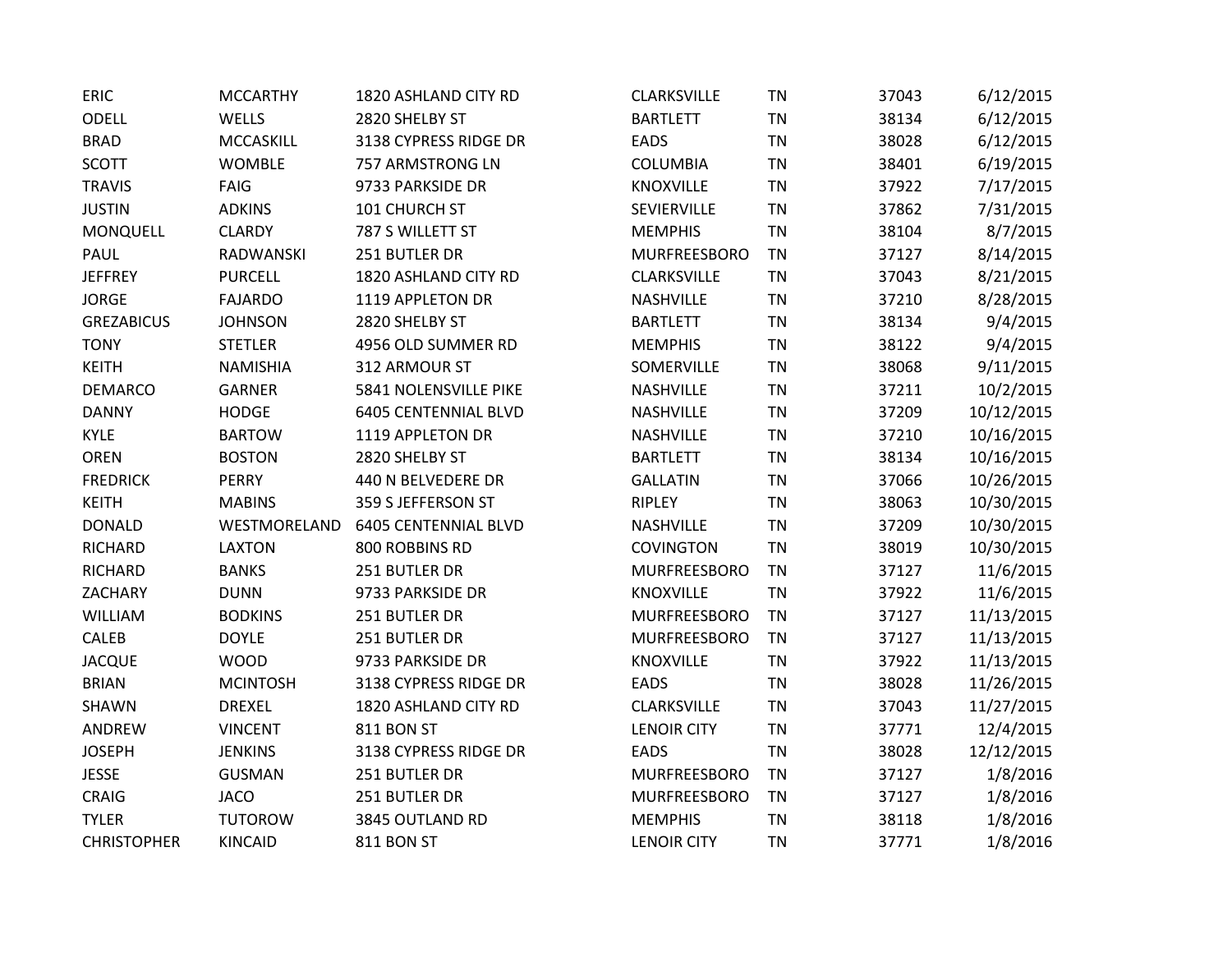| | | | | | | |
|---|---|---|---|---|---|---|
| ERIC | MCCARTHY | 1820 ASHLAND CITY RD | CLARKSVILLE | TN | 37043 | 6/12/2015 |
| ODELL | WELLS | 2820 SHELBY ST | BARTLETT | TN | 38134 | 6/12/2015 |
| BRAD | MCCASKILL | 3138 CYPRESS RIDGE DR | EADS | TN | 38028 | 6/12/2015 |
| SCOTT | WOMBLE | 757 ARMSTRONG LN | COLUMBIA | TN | 38401 | 6/19/2015 |
| TRAVIS | FAIG | 9733 PARKSIDE DR | KNOXVILLE | TN | 37922 | 7/17/2015 |
| JUSTIN | ADKINS | 101 CHURCH ST | SEVIERVILLE | TN | 37862 | 7/31/2015 |
| MONQUELL | CLARDY | 787 S WILLETT ST | MEMPHIS | TN | 38104 | 8/7/2015 |
| PAUL | RADWANSKI | 251 BUTLER DR | MURFREESBORO | TN | 37127 | 8/14/2015 |
| JEFFREY | PURCELL | 1820 ASHLAND CITY RD | CLARKSVILLE | TN | 37043 | 8/21/2015 |
| JORGE | FAJARDO | 1119 APPLETON DR | NASHVILLE | TN | 37210 | 8/28/2015 |
| GREZABICUS | JOHNSON | 2820 SHELBY ST | BARTLETT | TN | 38134 | 9/4/2015 |
| TONY | STETLER | 4956 OLD SUMMER RD | MEMPHIS | TN | 38122 | 9/4/2015 |
| KEITH | NAMISHIA | 312 ARMOUR ST | SOMERVILLE | TN | 38068 | 9/11/2015 |
| DEMARCO | GARNER | 5841 NOLENSVILLE PIKE | NASHVILLE | TN | 37211 | 10/2/2015 |
| DANNY | HODGE | 6405 CENTENNIAL BLVD | NASHVILLE | TN | 37209 | 10/12/2015 |
| KYLE | BARTOW | 1119 APPLETON DR | NASHVILLE | TN | 37210 | 10/16/2015 |
| OREN | BOSTON | 2820 SHELBY ST | BARTLETT | TN | 38134 | 10/16/2015 |
| FREDRICK | PERRY | 440 N BELVEDERE DR | GALLATIN | TN | 37066 | 10/26/2015 |
| KEITH | MABINS | 359 S JEFFERSON ST | RIPLEY | TN | 38063 | 10/30/2015 |
| DONALD | WESTMORELAND | 6405 CENTENNIAL BLVD | NASHVILLE | TN | 37209 | 10/30/2015 |
| RICHARD | LAXTON | 800 ROBBINS RD | COVINGTON | TN | 38019 | 10/30/2015 |
| RICHARD | BANKS | 251 BUTLER DR | MURFREESBORO | TN | 37127 | 11/6/2015 |
| ZACHARY | DUNN | 9733 PARKSIDE DR | KNOXVILLE | TN | 37922 | 11/6/2015 |
| WILLIAM | BODKINS | 251 BUTLER DR | MURFREESBORO | TN | 37127 | 11/13/2015 |
| CALEB | DOYLE | 251 BUTLER DR | MURFREESBORO | TN | 37127 | 11/13/2015 |
| JACQUE | WOOD | 9733 PARKSIDE DR | KNOXVILLE | TN | 37922 | 11/13/2015 |
| BRIAN | MCINTOSH | 3138 CYPRESS RIDGE DR | EADS | TN | 38028 | 11/26/2015 |
| SHAWN | DREXEL | 1820 ASHLAND CITY RD | CLARKSVILLE | TN | 37043 | 11/27/2015 |
| ANDREW | VINCENT | 811 BON ST | LENOIR CITY | TN | 37771 | 12/4/2015 |
| JOSEPH | JENKINS | 3138 CYPRESS RIDGE DR | EADS | TN | 38028 | 12/12/2015 |
| JESSE | GUSMAN | 251 BUTLER DR | MURFREESBORO | TN | 37127 | 1/8/2016 |
| CRAIG | JACO | 251 BUTLER DR | MURFREESBORO | TN | 37127 | 1/8/2016 |
| TYLER | TUTOROW | 3845 OUTLAND RD | MEMPHIS | TN | 38118 | 1/8/2016 |
| CHRISTOPHER | KINCAID | 811 BON ST | LENOIR CITY | TN | 37771 | 1/8/2016 |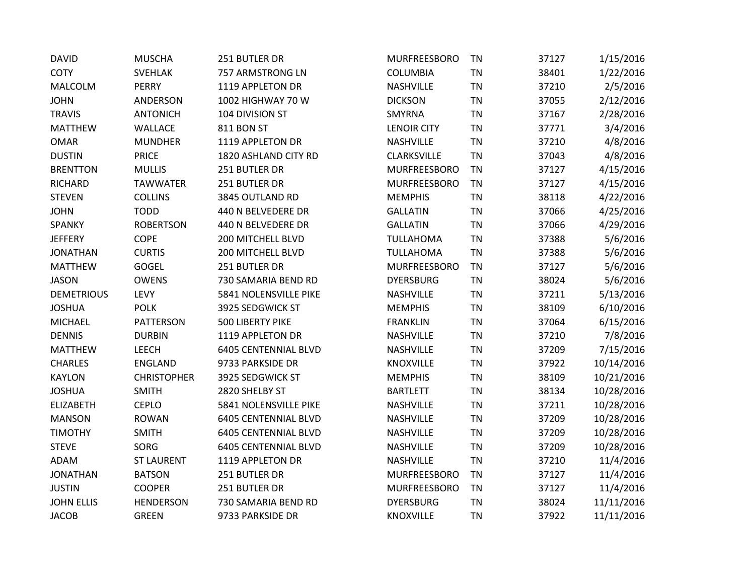| | | | | | | |
|---|---|---|---|---|---|---|
| DAVID | MUSCHA | 251 BUTLER DR | MURFREESBORO | TN | 37127 | 1/15/2016 |
| COTY | SVEHLAK | 757 ARMSTRONG LN | COLUMBIA | TN | 38401 | 1/22/2016 |
| MALCOLM | PERRY | 1119 APPLETON DR | NASHVILLE | TN | 37210 | 2/5/2016 |
| JOHN | ANDERSON | 1002 HIGHWAY 70 W | DICKSON | TN | 37055 | 2/12/2016 |
| TRAVIS | ANTONICH | 104 DIVISION ST | SMYRNA | TN | 37167 | 2/28/2016 |
| MATTHEW | WALLACE | 811 BON ST | LENOIR CITY | TN | 37771 | 3/4/2016 |
| OMAR | MUNDHER | 1119 APPLETON DR | NASHVILLE | TN | 37210 | 4/8/2016 |
| DUSTIN | PRICE | 1820 ASHLAND CITY RD | CLARKSVILLE | TN | 37043 | 4/8/2016 |
| BRENTTON | MULLIS | 251 BUTLER DR | MURFREESBORO | TN | 37127 | 4/15/2016 |
| RICHARD | TAWWATER | 251 BUTLER DR | MURFREESBORO | TN | 37127 | 4/15/2016 |
| STEVEN | COLLINS | 3845 OUTLAND RD | MEMPHIS | TN | 38118 | 4/22/2016 |
| JOHN | TODD | 440 N BELVEDERE DR | GALLATIN | TN | 37066 | 4/25/2016 |
| SPANKY | ROBERTSON | 440 N BELVEDERE DR | GALLATIN | TN | 37066 | 4/29/2016 |
| JEFFERY | COPE | 200 MITCHELL BLVD | TULLAHOMA | TN | 37388 | 5/6/2016 |
| JONATHAN | CURTIS | 200 MITCHELL BLVD | TULLAHOMA | TN | 37388 | 5/6/2016 |
| MATTHEW | GOGEL | 251 BUTLER DR | MURFREESBORO | TN | 37127 | 5/6/2016 |
| JASON | OWENS | 730 SAMARIA BEND RD | DYERSBURG | TN | 38024 | 5/6/2016 |
| DEMETRIOUS | LEVY | 5841 NOLENSVILLE PIKE | NASHVILLE | TN | 37211 | 5/13/2016 |
| JOSHUA | POLK | 3925 SEDGWICK ST | MEMPHIS | TN | 38109 | 6/10/2016 |
| MICHAEL | PATTERSON | 500 LIBERTY PIKE | FRANKLIN | TN | 37064 | 6/15/2016 |
| DENNIS | DURBIN | 1119 APPLETON DR | NASHVILLE | TN | 37210 | 7/8/2016 |
| MATTHEW | LEECH | 6405 CENTENNIAL BLVD | NASHVILLE | TN | 37209 | 7/15/2016 |
| CHARLES | ENGLAND | 9733 PARKSIDE DR | KNOXVILLE | TN | 37922 | 10/14/2016 |
| KAYLON | CHRISTOPHER | 3925 SEDGWICK ST | MEMPHIS | TN | 38109 | 10/21/2016 |
| JOSHUA | SMITH | 2820 SHELBY ST | BARTLETT | TN | 38134 | 10/28/2016 |
| ELIZABETH | CEPLO | 5841 NOLENSVILLE PIKE | NASHVILLE | TN | 37211 | 10/28/2016 |
| MANSON | ROWAN | 6405 CENTENNIAL BLVD | NASHVILLE | TN | 37209 | 10/28/2016 |
| TIMOTHY | SMITH | 6405 CENTENNIAL BLVD | NASHVILLE | TN | 37209 | 10/28/2016 |
| STEVE | SORG | 6405 CENTENNIAL BLVD | NASHVILLE | TN | 37209 | 10/28/2016 |
| ADAM | ST LAURENT | 1119 APPLETON DR | NASHVILLE | TN | 37210 | 11/4/2016 |
| JONATHAN | BATSON | 251 BUTLER DR | MURFREESBORO | TN | 37127 | 11/4/2016 |
| JUSTIN | COOPER | 251 BUTLER DR | MURFREESBORO | TN | 37127 | 11/4/2016 |
| JOHN ELLIS | HENDERSON | 730 SAMARIA BEND RD | DYERSBURG | TN | 38024 | 11/11/2016 |
| JACOB | GREEN | 9733 PARKSIDE DR | KNOXVILLE | TN | 37922 | 11/11/2016 |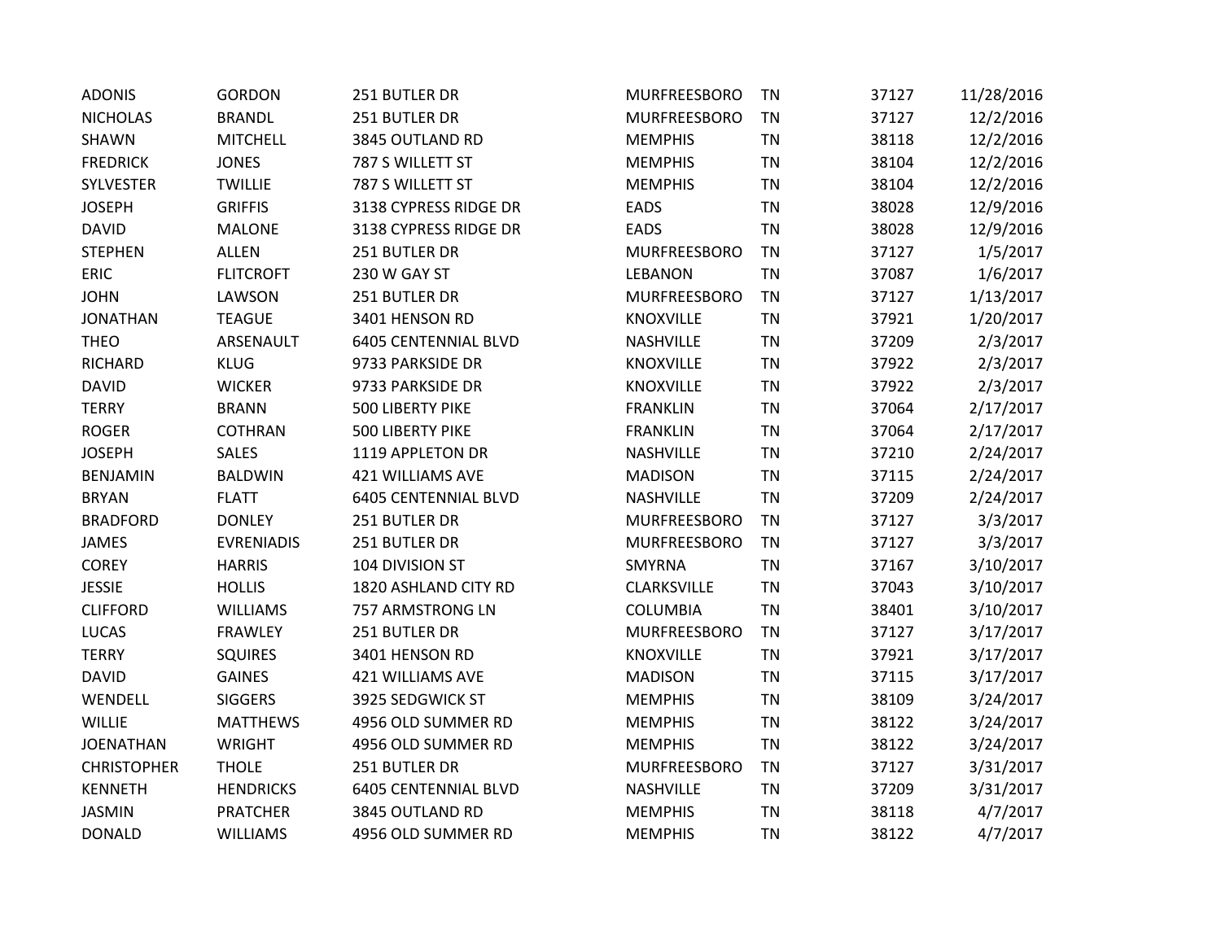| ADONIS | GORDON | 251 BUTLER DR | MURFREESBORO | TN | 37127 | 11/28/2016 |
|---|---|---|---|---|---|---|
| NICHOLAS | BRANDL | 251 BUTLER DR | MURFREESBORO | TN | 37127 | 12/2/2016 |
| SHAWN | MITCHELL | 3845 OUTLAND RD | MEMPHIS | TN | 38118 | 12/2/2016 |
| FREDRICK | JONES | 787 S WILLETT ST | MEMPHIS | TN | 38104 | 12/2/2016 |
| SYLVESTER | TWILLIE | 787 S WILLETT ST | MEMPHIS | TN | 38104 | 12/2/2016 |
| JOSEPH | GRIFFIS | 3138 CYPRESS RIDGE DR | EADS | TN | 38028 | 12/9/2016 |
| DAVID | MALONE | 3138 CYPRESS RIDGE DR | EADS | TN | 38028 | 12/9/2016 |
| STEPHEN | ALLEN | 251 BUTLER DR | MURFREESBORO | TN | 37127 | 1/5/2017 |
| ERIC | FLITCROFT | 230 W GAY ST | LEBANON | TN | 37087 | 1/6/2017 |
| JOHN | LAWSON | 251 BUTLER DR | MURFREESBORO | TN | 37127 | 1/13/2017 |
| JONATHAN | TEAGUE | 3401 HENSON RD | KNOXVILLE | TN | 37921 | 1/20/2017 |
| THEO | ARSENAULT | 6405 CENTENNIAL BLVD | NASHVILLE | TN | 37209 | 2/3/2017 |
| RICHARD | KLUG | 9733 PARKSIDE DR | KNOXVILLE | TN | 37922 | 2/3/2017 |
| DAVID | WICKER | 9733 PARKSIDE DR | KNOXVILLE | TN | 37922 | 2/3/2017 |
| TERRY | BRANN | 500 LIBERTY PIKE | FRANKLIN | TN | 37064 | 2/17/2017 |
| ROGER | COTHRAN | 500 LIBERTY PIKE | FRANKLIN | TN | 37064 | 2/17/2017 |
| JOSEPH | SALES | 1119 APPLETON DR | NASHVILLE | TN | 37210 | 2/24/2017 |
| BENJAMIN | BALDWIN | 421 WILLIAMS AVE | MADISON | TN | 37115 | 2/24/2017 |
| BRYAN | FLATT | 6405 CENTENNIAL BLVD | NASHVILLE | TN | 37209 | 2/24/2017 |
| BRADFORD | DONLEY | 251 BUTLER DR | MURFREESBORO | TN | 37127 | 3/3/2017 |
| JAMES | EVRENIADIS | 251 BUTLER DR | MURFREESBORO | TN | 37127 | 3/3/2017 |
| COREY | HARRIS | 104 DIVISION ST | SMYRNA | TN | 37167 | 3/10/2017 |
| JESSIE | HOLLIS | 1820 ASHLAND CITY RD | CLARKSVILLE | TN | 37043 | 3/10/2017 |
| CLIFFORD | WILLIAMS | 757 ARMSTRONG LN | COLUMBIA | TN | 38401 | 3/10/2017 |
| LUCAS | FRAWLEY | 251 BUTLER DR | MURFREESBORO | TN | 37127 | 3/17/2017 |
| TERRY | SQUIRES | 3401 HENSON RD | KNOXVILLE | TN | 37921 | 3/17/2017 |
| DAVID | GAINES | 421 WILLIAMS AVE | MADISON | TN | 37115 | 3/17/2017 |
| WENDELL | SIGGERS | 3925 SEDGWICK ST | MEMPHIS | TN | 38109 | 3/24/2017 |
| WILLIE | MATTHEWS | 4956 OLD SUMMER RD | MEMPHIS | TN | 38122 | 3/24/2017 |
| JOENATHAN | WRIGHT | 4956 OLD SUMMER RD | MEMPHIS | TN | 38122 | 3/24/2017 |
| CHRISTOPHER | THOLE | 251 BUTLER DR | MURFREESBORO | TN | 37127 | 3/31/2017 |
| KENNETH | HENDRICKS | 6405 CENTENNIAL BLVD | NASHVILLE | TN | 37209 | 3/31/2017 |
| JASMIN | PRATCHER | 3845 OUTLAND RD | MEMPHIS | TN | 38118 | 4/7/2017 |
| DONALD | WILLIAMS | 4956 OLD SUMMER RD | MEMPHIS | TN | 38122 | 4/7/2017 |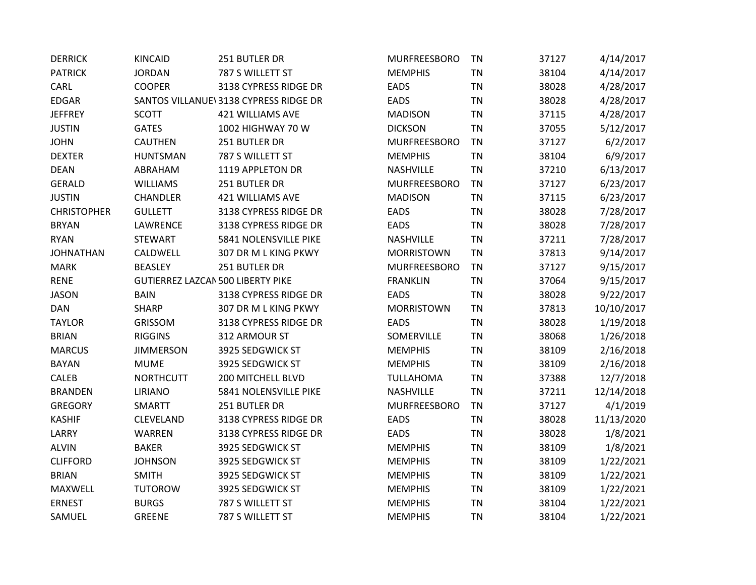| | | | | | | |
|---|---|---|---|---|---|---|
| DERRICK | KINCAID | 251 BUTLER DR | MURFREESBORO | TN | 37127 | 4/14/2017 |
| PATRICK | JORDAN | 787 S WILLETT ST | MEMPHIS | TN | 38104 | 4/14/2017 |
| CARL | COOPER | 3138 CYPRESS RIDGE DR | EADS | TN | 38028 | 4/28/2017 |
| EDGAR | SANTOS VILLANUE\ | 3138 CYPRESS RIDGE DR | EADS | TN | 38028 | 4/28/2017 |
| JEFFREY | SCOTT | 421 WILLIAMS AVE | MADISON | TN | 37115 | 4/28/2017 |
| JUSTIN | GATES | 1002 HIGHWAY 70 W | DICKSON | TN | 37055 | 5/12/2017 |
| JOHN | CAUTHEN | 251 BUTLER DR | MURFREESBORO | TN | 37127 | 6/2/2017 |
| DEXTER | HUNTSMAN | 787 S WILLETT ST | MEMPHIS | TN | 38104 | 6/9/2017 |
| DEAN | ABRAHAM | 1119 APPLETON DR | NASHVILLE | TN | 37210 | 6/13/2017 |
| GERALD | WILLIAMS | 251 BUTLER DR | MURFREESBORO | TN | 37127 | 6/23/2017 |
| JUSTIN | CHANDLER | 421 WILLIAMS AVE | MADISON | TN | 37115 | 6/23/2017 |
| CHRISTOPHER | GULLETT | 3138 CYPRESS RIDGE DR | EADS | TN | 38028 | 7/28/2017 |
| BRYAN | LAWRENCE | 3138 CYPRESS RIDGE DR | EADS | TN | 38028 | 7/28/2017 |
| RYAN | STEWART | 5841 NOLENSVILLE PIKE | NASHVILLE | TN | 37211 | 7/28/2017 |
| JOHNATHAN | CALDWELL | 307 DR M L KING PKWY | MORRISTOWN | TN | 37813 | 9/14/2017 |
| MARK | BEASLEY | 251 BUTLER DR | MURFREESBORO | TN | 37127 | 9/15/2017 |
| RENE | GUTIERREZ LAZCAN | 500 LIBERTY PIKE | FRANKLIN | TN | 37064 | 9/15/2017 |
| JASON | BAIN | 3138 CYPRESS RIDGE DR | EADS | TN | 38028 | 9/22/2017 |
| DAN | SHARP | 307 DR M L KING PKWY | MORRISTOWN | TN | 37813 | 10/10/2017 |
| TAYLOR | GRISSOM | 3138 CYPRESS RIDGE DR | EADS | TN | 38028 | 1/19/2018 |
| BRIAN | RIGGINS | 312 ARMOUR ST | SOMERVILLE | TN | 38068 | 1/26/2018 |
| MARCUS | JIMMERSON | 3925 SEDGWICK ST | MEMPHIS | TN | 38109 | 2/16/2018 |
| BAYAN | MUME | 3925 SEDGWICK ST | MEMPHIS | TN | 38109 | 2/16/2018 |
| CALEB | NORTHCUTT | 200 MITCHELL BLVD | TULLAHOMA | TN | 37388 | 12/7/2018 |
| BRANDEN | LIRIANO | 5841 NOLENSVILLE PIKE | NASHVILLE | TN | 37211 | 12/14/2018 |
| GREGORY | SMARTT | 251 BUTLER DR | MURFREESBORO | TN | 37127 | 4/1/2019 |
| KASHIF | CLEVELAND | 3138 CYPRESS RIDGE DR | EADS | TN | 38028 | 11/13/2020 |
| LARRY | WARREN | 3138 CYPRESS RIDGE DR | EADS | TN | 38028 | 1/8/2021 |
| ALVIN | BAKER | 3925 SEDGWICK ST | MEMPHIS | TN | 38109 | 1/8/2021 |
| CLIFFORD | JOHNSON | 3925 SEDGWICK ST | MEMPHIS | TN | 38109 | 1/22/2021 |
| BRIAN | SMITH | 3925 SEDGWICK ST | MEMPHIS | TN | 38109 | 1/22/2021 |
| MAXWELL | TUTOROW | 3925 SEDGWICK ST | MEMPHIS | TN | 38109 | 1/22/2021 |
| ERNEST | BURGS | 787 S WILLETT ST | MEMPHIS | TN | 38104 | 1/22/2021 |
| SAMUEL | GREENE | 787 S WILLETT ST | MEMPHIS | TN | 38104 | 1/22/2021 |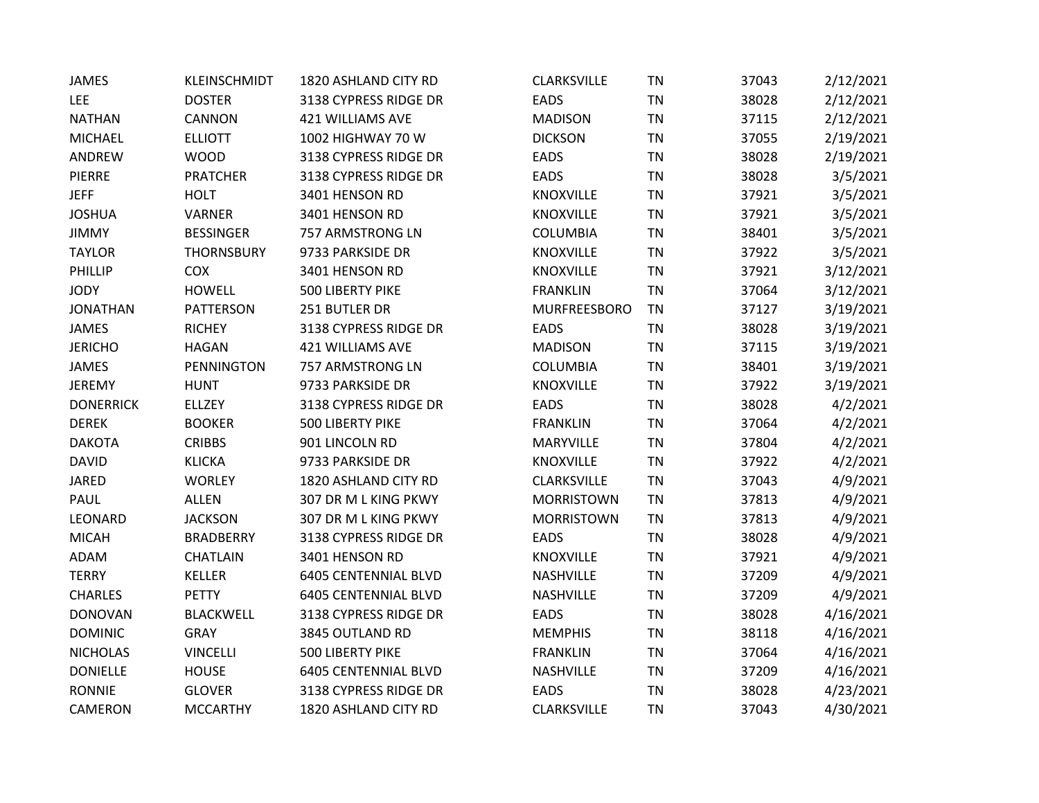| | | | | | | |
|---|---|---|---|---|---|---|
| JAMES | KLEINSCHMIDT | 1820 ASHLAND CITY RD | CLARKSVILLE | TN | 37043 | 2/12/2021 |
| LEE | DOSTER | 3138 CYPRESS RIDGE DR | EADS | TN | 38028 | 2/12/2021 |
| NATHAN | CANNON | 421 WILLIAMS AVE | MADISON | TN | 37115 | 2/12/2021 |
| MICHAEL | ELLIOTT | 1002 HIGHWAY 70 W | DICKSON | TN | 37055 | 2/19/2021 |
| ANDREW | WOOD | 3138 CYPRESS RIDGE DR | EADS | TN | 38028 | 2/19/2021 |
| PIERRE | PRATCHER | 3138 CYPRESS RIDGE DR | EADS | TN | 38028 | 3/5/2021 |
| JEFF | HOLT | 3401 HENSON RD | KNOXVILLE | TN | 37921 | 3/5/2021 |
| JOSHUA | VARNER | 3401 HENSON RD | KNOXVILLE | TN | 37921 | 3/5/2021 |
| JIMMY | BESSINGER | 757 ARMSTRONG LN | COLUMBIA | TN | 38401 | 3/5/2021 |
| TAYLOR | THORNSBURY | 9733 PARKSIDE DR | KNOXVILLE | TN | 37922 | 3/5/2021 |
| PHILLIP | COX | 3401 HENSON RD | KNOXVILLE | TN | 37921 | 3/12/2021 |
| JODY | HOWELL | 500 LIBERTY PIKE | FRANKLIN | TN | 37064 | 3/12/2021 |
| JONATHAN | PATTERSON | 251 BUTLER DR | MURFREESBORO | TN | 37127 | 3/19/2021 |
| JAMES | RICHEY | 3138 CYPRESS RIDGE DR | EADS | TN | 38028 | 3/19/2021 |
| JERICHO | HAGAN | 421 WILLIAMS AVE | MADISON | TN | 37115 | 3/19/2021 |
| JAMES | PENNINGTON | 757 ARMSTRONG LN | COLUMBIA | TN | 38401 | 3/19/2021 |
| JEREMY | HUNT | 9733 PARKSIDE DR | KNOXVILLE | TN | 37922 | 3/19/2021 |
| DONERRICK | ELLZEY | 3138 CYPRESS RIDGE DR | EADS | TN | 38028 | 4/2/2021 |
| DEREK | BOOKER | 500 LIBERTY PIKE | FRANKLIN | TN | 37064 | 4/2/2021 |
| DAKOTA | CRIBBS | 901 LINCOLN RD | MARYVILLE | TN | 37804 | 4/2/2021 |
| DAVID | KLICKA | 9733 PARKSIDE DR | KNOXVILLE | TN | 37922 | 4/2/2021 |
| JARED | WORLEY | 1820 ASHLAND CITY RD | CLARKSVILLE | TN | 37043 | 4/9/2021 |
| PAUL | ALLEN | 307 DR M L KING PKWY | MORRISTOWN | TN | 37813 | 4/9/2021 |
| LEONARD | JACKSON | 307 DR M L KING PKWY | MORRISTOWN | TN | 37813 | 4/9/2021 |
| MICAH | BRADBERRY | 3138 CYPRESS RIDGE DR | EADS | TN | 38028 | 4/9/2021 |
| ADAM | CHATLAIN | 3401 HENSON RD | KNOXVILLE | TN | 37921 | 4/9/2021 |
| TERRY | KELLER | 6405 CENTENNIAL BLVD | NASHVILLE | TN | 37209 | 4/9/2021 |
| CHARLES | PETTY | 6405 CENTENNIAL BLVD | NASHVILLE | TN | 37209 | 4/9/2021 |
| DONOVAN | BLACKWELL | 3138 CYPRESS RIDGE DR | EADS | TN | 38028 | 4/16/2021 |
| DOMINIC | GRAY | 3845 OUTLAND RD | MEMPHIS | TN | 38118 | 4/16/2021 |
| NICHOLAS | VINCELLI | 500 LIBERTY PIKE | FRANKLIN | TN | 37064 | 4/16/2021 |
| DONIELLE | HOUSE | 6405 CENTENNIAL BLVD | NASHVILLE | TN | 37209 | 4/16/2021 |
| RONNIE | GLOVER | 3138 CYPRESS RIDGE DR | EADS | TN | 38028 | 4/23/2021 |
| CAMERON | MCCARTHY | 1820 ASHLAND CITY RD | CLARKSVILLE | TN | 37043 | 4/30/2021 |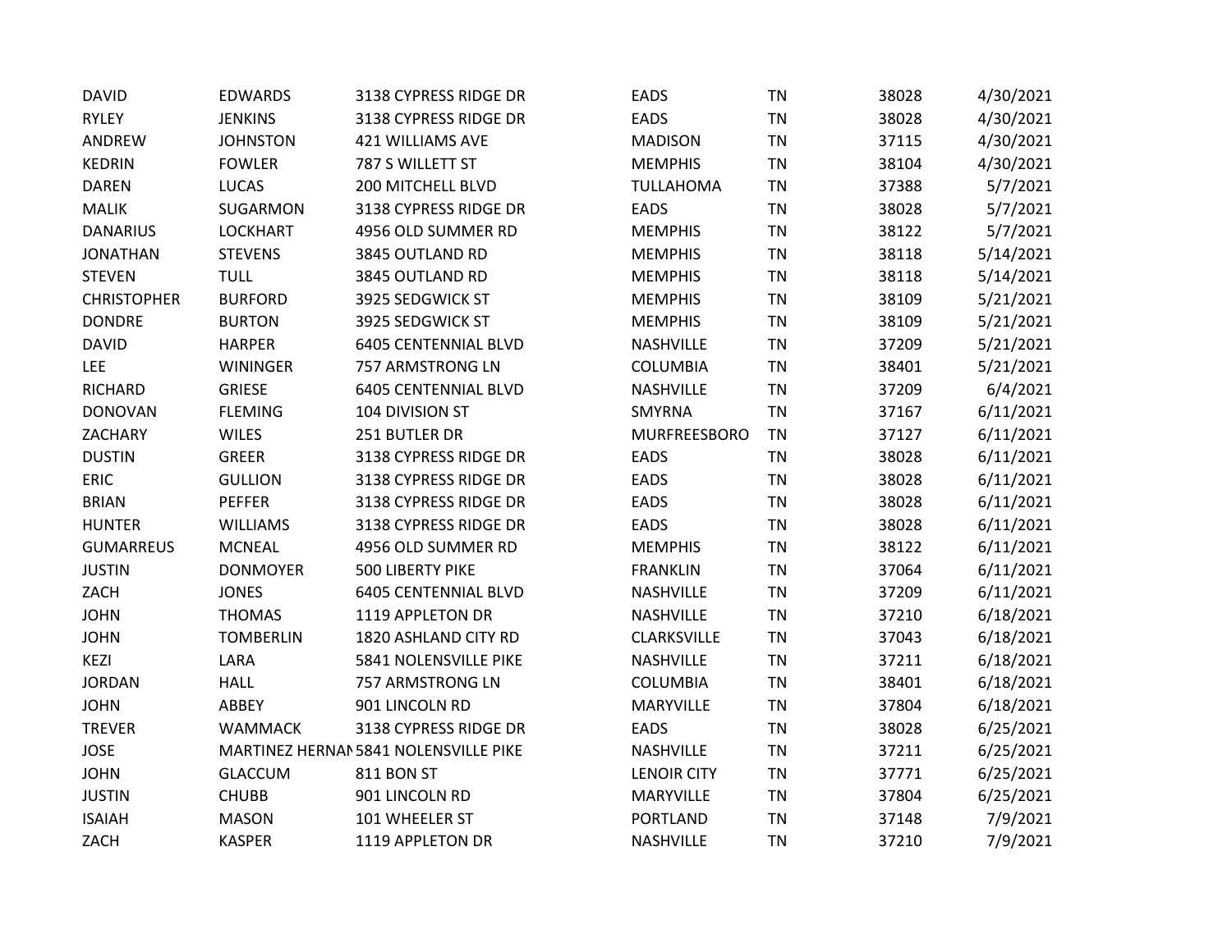| | | | | | | |
|---|---|---|---|---|---|---|
| DAVID | EDWARDS | 3138 CYPRESS RIDGE DR | EADS | TN | 38028 | 4/30/2021 |
| RYLEY | JENKINS | 3138 CYPRESS RIDGE DR | EADS | TN | 38028 | 4/30/2021 |
| ANDREW | JOHNSTON | 421 WILLIAMS AVE | MADISON | TN | 37115 | 4/30/2021 |
| KEDRIN | FOWLER | 787 S WILLETT ST | MEMPHIS | TN | 38104 | 4/30/2021 |
| DAREN | LUCAS | 200 MITCHELL BLVD | TULLAHOMA | TN | 37388 | 5/7/2021 |
| MALIK | SUGARMON | 3138 CYPRESS RIDGE DR | EADS | TN | 38028 | 5/7/2021 |
| DANARIUS | LOCKHART | 4956 OLD SUMMER RD | MEMPHIS | TN | 38122 | 5/7/2021 |
| JONATHAN | STEVENS | 3845 OUTLAND RD | MEMPHIS | TN | 38118 | 5/14/2021 |
| STEVEN | TULL | 3845 OUTLAND RD | MEMPHIS | TN | 38118 | 5/14/2021 |
| CHRISTOPHER | BURFORD | 3925 SEDGWICK ST | MEMPHIS | TN | 38109 | 5/21/2021 |
| DONDRE | BURTON | 3925 SEDGWICK ST | MEMPHIS | TN | 38109 | 5/21/2021 |
| DAVID | HARPER | 6405 CENTENNIAL BLVD | NASHVILLE | TN | 37209 | 5/21/2021 |
| LEE | WININGER | 757 ARMSTRONG LN | COLUMBIA | TN | 38401 | 5/21/2021 |
| RICHARD | GRIESE | 6405 CENTENNIAL BLVD | NASHVILLE | TN | 37209 | 6/4/2021 |
| DONOVAN | FLEMING | 104 DIVISION ST | SMYRNA | TN | 37167 | 6/11/2021 |
| ZACHARY | WILES | 251 BUTLER DR | MURFREESBORO | TN | 37127 | 6/11/2021 |
| DUSTIN | GREER | 3138 CYPRESS RIDGE DR | EADS | TN | 38028 | 6/11/2021 |
| ERIC | GULLION | 3138 CYPRESS RIDGE DR | EADS | TN | 38028 | 6/11/2021 |
| BRIAN | PEFFER | 3138 CYPRESS RIDGE DR | EADS | TN | 38028 | 6/11/2021 |
| HUNTER | WILLIAMS | 3138 CYPRESS RIDGE DR | EADS | TN | 38028 | 6/11/2021 |
| GUMARREUS | MCNEAL | 4956 OLD SUMMER RD | MEMPHIS | TN | 38122 | 6/11/2021 |
| JUSTIN | DONMOYER | 500 LIBERTY PIKE | FRANKLIN | TN | 37064 | 6/11/2021 |
| ZACH | JONES | 6405 CENTENNIAL BLVD | NASHVILLE | TN | 37209 | 6/11/2021 |
| JOHN | THOMAS | 1119 APPLETON DR | NASHVILLE | TN | 37210 | 6/18/2021 |
| JOHN | TOMBERLIN | 1820 ASHLAND CITY RD | CLARKSVILLE | TN | 37043 | 6/18/2021 |
| KEZI | LARA | 5841 NOLENSVILLE PIKE | NASHVILLE | TN | 37211 | 6/18/2021 |
| JORDAN | HALL | 757 ARMSTRONG LN | COLUMBIA | TN | 38401 | 6/18/2021 |
| JOHN | ABBEY | 901 LINCOLN RD | MARYVILLE | TN | 37804 | 6/18/2021 |
| TREVER | WAMMACK | 3138 CYPRESS RIDGE DR | EADS | TN | 38028 | 6/25/2021 |
| JOSE | MARTINEZ HERNAN | 5841 NOLENSVILLE PIKE | NASHVILLE | TN | 37211 | 6/25/2021 |
| JOHN | GLACCUM | 811 BON ST | LENOIR CITY | TN | 37771 | 6/25/2021 |
| JUSTIN | CHUBB | 901 LINCOLN RD | MARYVILLE | TN | 37804 | 6/25/2021 |
| ISAIAH | MASON | 101 WHEELER ST | PORTLAND | TN | 37148 | 7/9/2021 |
| ZACH | KASPER | 1119 APPLETON DR | NASHVILLE | TN | 37210 | 7/9/2021 |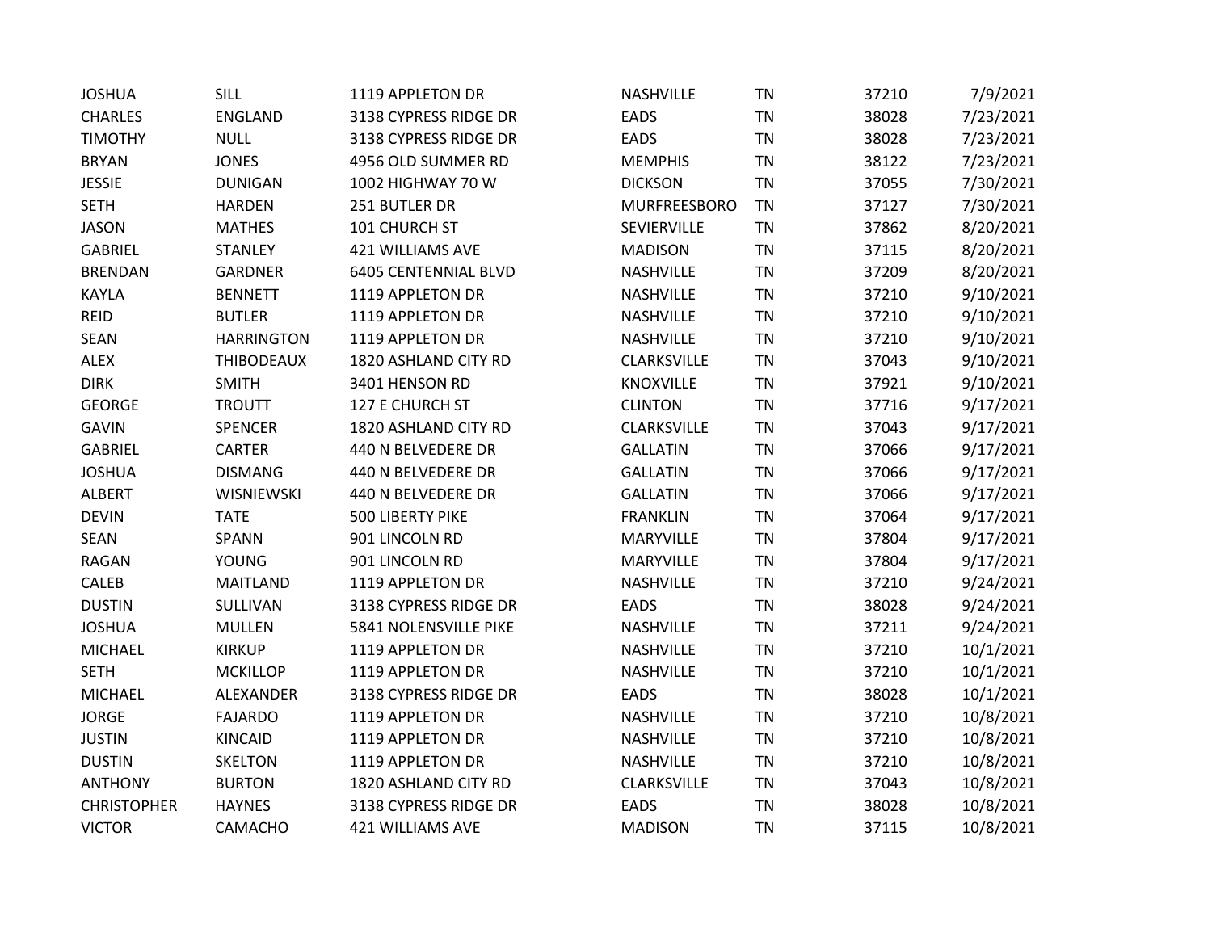| | | | | | | |
|---|---|---|---|---|---|---|
| JOSHUA | SILL | 1119 APPLETON DR | NASHVILLE | TN | 37210 | 7/9/2021 |
| CHARLES | ENGLAND | 3138 CYPRESS RIDGE DR | EADS | TN | 38028 | 7/23/2021 |
| TIMOTHY | NULL | 3138 CYPRESS RIDGE DR | EADS | TN | 38028 | 7/23/2021 |
| BRYAN | JONES | 4956 OLD SUMMER RD | MEMPHIS | TN | 38122 | 7/23/2021 |
| JESSIE | DUNIGAN | 1002 HIGHWAY 70 W | DICKSON | TN | 37055 | 7/30/2021 |
| SETH | HARDEN | 251 BUTLER DR | MURFREESBORO | TN | 37127 | 7/30/2021 |
| JASON | MATHES | 101 CHURCH ST | SEVIERVILLE | TN | 37862 | 8/20/2021 |
| GABRIEL | STANLEY | 421 WILLIAMS AVE | MADISON | TN | 37115 | 8/20/2021 |
| BRENDAN | GARDNER | 6405 CENTENNIAL BLVD | NASHVILLE | TN | 37209 | 8/20/2021 |
| KAYLA | BENNETT | 1119 APPLETON DR | NASHVILLE | TN | 37210 | 9/10/2021 |
| REID | BUTLER | 1119 APPLETON DR | NASHVILLE | TN | 37210 | 9/10/2021 |
| SEAN | HARRINGTON | 1119 APPLETON DR | NASHVILLE | TN | 37210 | 9/10/2021 |
| ALEX | THIBODEAUX | 1820 ASHLAND CITY RD | CLARKSVILLE | TN | 37043 | 9/10/2021 |
| DIRK | SMITH | 3401 HENSON RD | KNOXVILLE | TN | 37921 | 9/10/2021 |
| GEORGE | TROUTT | 127 E CHURCH ST | CLINTON | TN | 37716 | 9/17/2021 |
| GAVIN | SPENCER | 1820 ASHLAND CITY RD | CLARKSVILLE | TN | 37043 | 9/17/2021 |
| GABRIEL | CARTER | 440 N BELVEDERE DR | GALLATIN | TN | 37066 | 9/17/2021 |
| JOSHUA | DISMANG | 440 N BELVEDERE DR | GALLATIN | TN | 37066 | 9/17/2021 |
| ALBERT | WISNIEWSKI | 440 N BELVEDERE DR | GALLATIN | TN | 37066 | 9/17/2021 |
| DEVIN | TATE | 500 LIBERTY PIKE | FRANKLIN | TN | 37064 | 9/17/2021 |
| SEAN | SPANN | 901 LINCOLN RD | MARYVILLE | TN | 37804 | 9/17/2021 |
| RAGAN | YOUNG | 901 LINCOLN RD | MARYVILLE | TN | 37804 | 9/17/2021 |
| CALEB | MAITLAND | 1119 APPLETON DR | NASHVILLE | TN | 37210 | 9/24/2021 |
| DUSTIN | SULLIVAN | 3138 CYPRESS RIDGE DR | EADS | TN | 38028 | 9/24/2021 |
| JOSHUA | MULLEN | 5841 NOLENSVILLE PIKE | NASHVILLE | TN | 37211 | 9/24/2021 |
| MICHAEL | KIRKUP | 1119 APPLETON DR | NASHVILLE | TN | 37210 | 10/1/2021 |
| SETH | MCKILLOP | 1119 APPLETON DR | NASHVILLE | TN | 37210 | 10/1/2021 |
| MICHAEL | ALEXANDER | 3138 CYPRESS RIDGE DR | EADS | TN | 38028 | 10/1/2021 |
| JORGE | FAJARDO | 1119 APPLETON DR | NASHVILLE | TN | 37210 | 10/8/2021 |
| JUSTIN | KINCAID | 1119 APPLETON DR | NASHVILLE | TN | 37210 | 10/8/2021 |
| DUSTIN | SKELTON | 1119 APPLETON DR | NASHVILLE | TN | 37210 | 10/8/2021 |
| ANTHONY | BURTON | 1820 ASHLAND CITY RD | CLARKSVILLE | TN | 37043 | 10/8/2021 |
| CHRISTOPHER | HAYNES | 3138 CYPRESS RIDGE DR | EADS | TN | 38028 | 10/8/2021 |
| VICTOR | CAMACHO | 421 WILLIAMS AVE | MADISON | TN | 37115 | 10/8/2021 |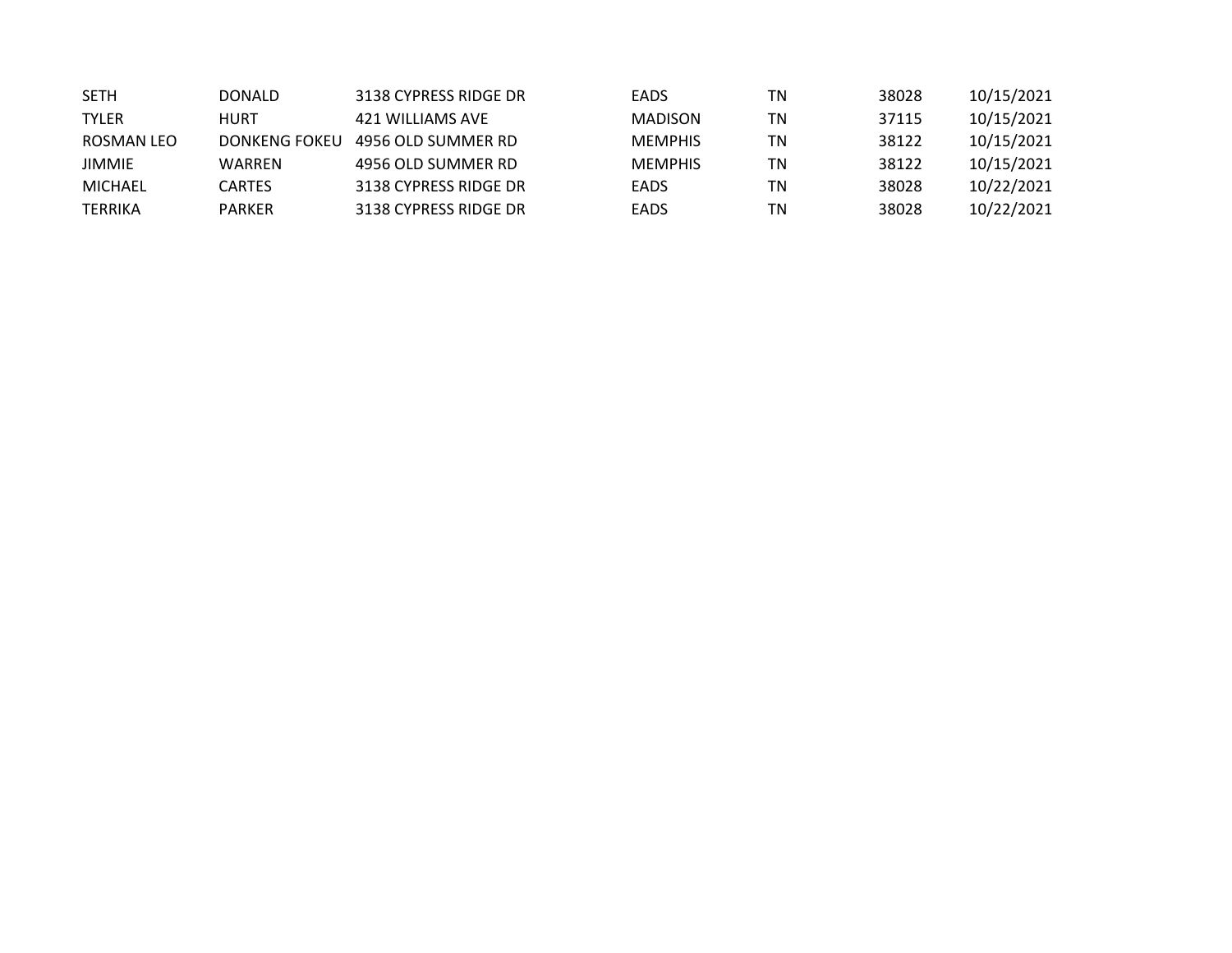| | | | | | | |
|---|---|---|---|---|---|---|
| SETH | DONALD | 3138 CYPRESS RIDGE DR | EADS | TN | 38028 | 10/15/2021 |
| TYLER | HURT | 421 WILLIAMS AVE | MADISON | TN | 37115 | 10/15/2021 |
| ROSMAN LEO | DONKENG FOKEU | 4956 OLD SUMMER RD | MEMPHIS | TN | 38122 | 10/15/2021 |
| JIMMIE | WARREN | 4956 OLD SUMMER RD | MEMPHIS | TN | 38122 | 10/15/2021 |
| MICHAEL | CARTES | 3138 CYPRESS RIDGE DR | EADS | TN | 38028 | 10/22/2021 |
| TERRIKA | PARKER | 3138 CYPRESS RIDGE DR | EADS | TN | 38028 | 10/22/2021 |